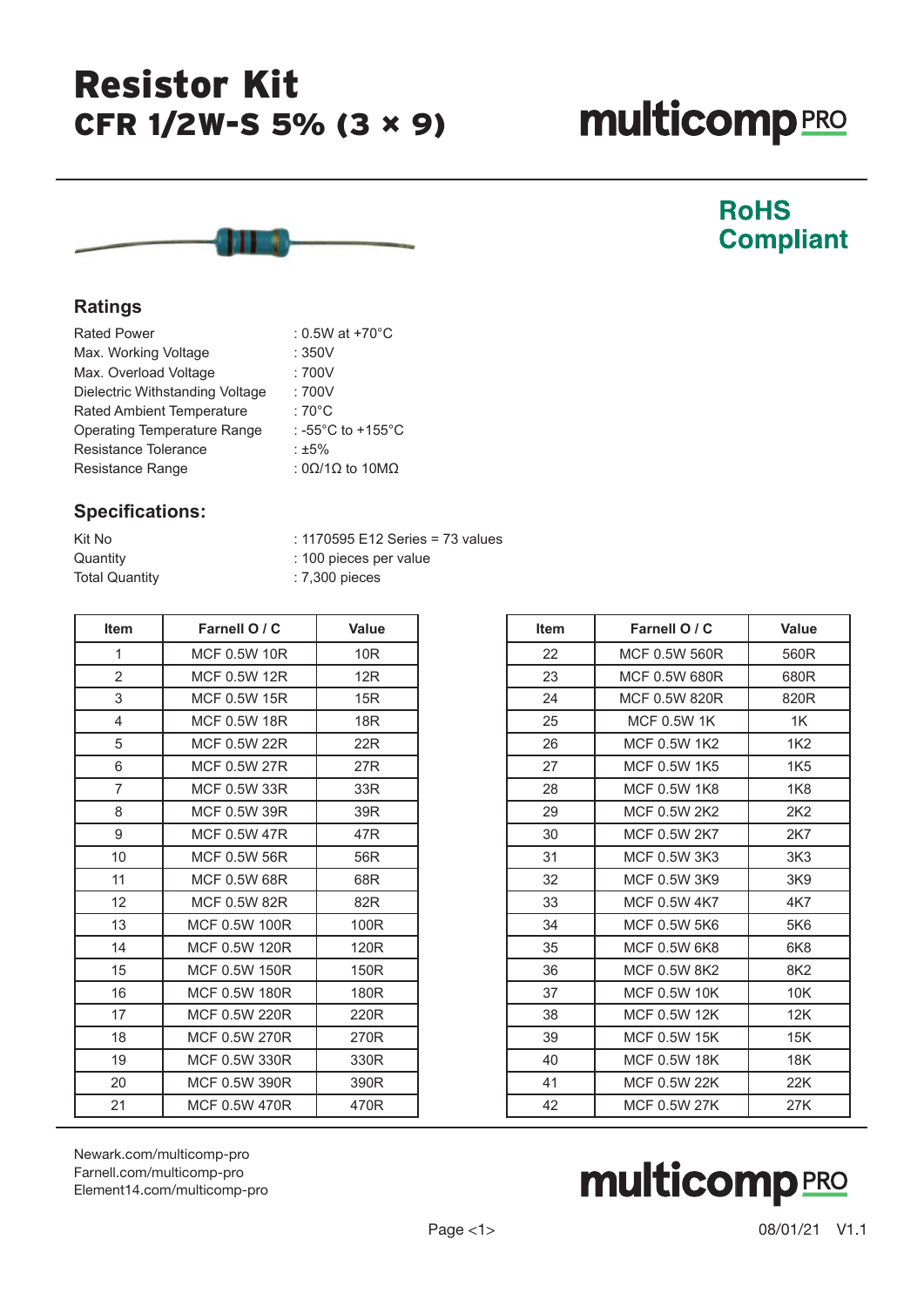# Resistor Kit

## CFR 1/2W-S 5% (3 × 9)

multicomp PRO

**RoHS Compliant**

### Ratings

| | |
|---|---|
| Rated Power | : 0.5W at +70°C |
| Max. Working Voltage | : 350V |
| Max. Overload Voltage | : 700V |
| Dielectric Withstanding Voltage | : 700V |
| Rated Ambient Temperature | : 70°C |
| Operating Temperature Range | : -55°C to +155°C |
| Resistance Tolerance | : ±5% |
| Resistance Range | : 0Ω/1Ω to 10MΩ |

### Specifications:

| | |
|---|---|
| Kit No | : 1170595 E12 Series = 73 values |
| Quantity | : 100 pieces per value |
| Total Quantity | : 7,300 pieces |

| Item | Farnell O / C | Value |
|---|---|---|
| 1 | MCF 0.5W 10R | 10R |
| 2 | MCF 0.5W 12R | 12R |
| 3 | MCF 0.5W 15R | 15R |
| 4 | MCF 0.5W 18R | 18R |
| 5 | MCF 0.5W 22R | 22R |
| 6 | MCF 0.5W 27R | 27R |
| 7 | MCF 0.5W 33R | 33R |
| 8 | MCF 0.5W 39R | 39R |
| 9 | MCF 0.5W 47R | 47R |
| 10 | MCF 0.5W 56R | 56R |
| 11 | MCF 0.5W 68R | 68R |
| 12 | MCF 0.5W 82R | 82R |
| 13 | MCF 0.5W 100R | 100R |
| 14 | MCF 0.5W 120R | 120R |
| 15 | MCF 0.5W 150R | 150R |
| 16 | MCF 0.5W 180R | 180R |
| 17 | MCF 0.5W 220R | 220R |
| 18 | MCF 0.5W 270R | 270R |
| 19 | MCF 0.5W 330R | 330R |
| 20 | MCF 0.5W 390R | 390R |
| 21 | MCF 0.5W 470R | 470R |

| Item | Farnell O / C | Value |
|---|---|---|
| 22 | MCF 0.5W 560R | 560R |
| 23 | MCF 0.5W 680R | 680R |
| 24 | MCF 0.5W 820R | 820R |
| 25 | MCF 0.5W 1K | 1K |
| 26 | MCF 0.5W 1K2 | 1K2 |
| 27 | MCF 0.5W 1K5 | 1K5 |
| 28 | MCF 0.5W 1K8 | 1K8 |
| 29 | MCF 0.5W 2K2 | 2K2 |
| 30 | MCF 0.5W 2K7 | 2K7 |
| 31 | MCF 0.5W 3K3 | 3K3 |
| 32 | MCF 0.5W 3K9 | 3K9 |
| 33 | MCF 0.5W 4K7 | 4K7 |
| 34 | MCF 0.5W 5K6 | 5K6 |
| 35 | MCF 0.5W 6K8 | 6K8 |
| 36 | MCF 0.5W 8K2 | 8K2 |
| 37 | MCF 0.5W 10K | 10K |
| 38 | MCF 0.5W 12K | 12K |
| 39 | MCF 0.5W 15K | 15K |
| 40 | MCF 0.5W 18K | 18K |
| 41 | MCF 0.5W 22K | 22K |
| 42 | MCF 0.5W 27K | 27K |

Newark.com/multicomp-pro
Farnell.com/multicomp-pro
Element14.com/multicomp-pro

08/01/21 V1.1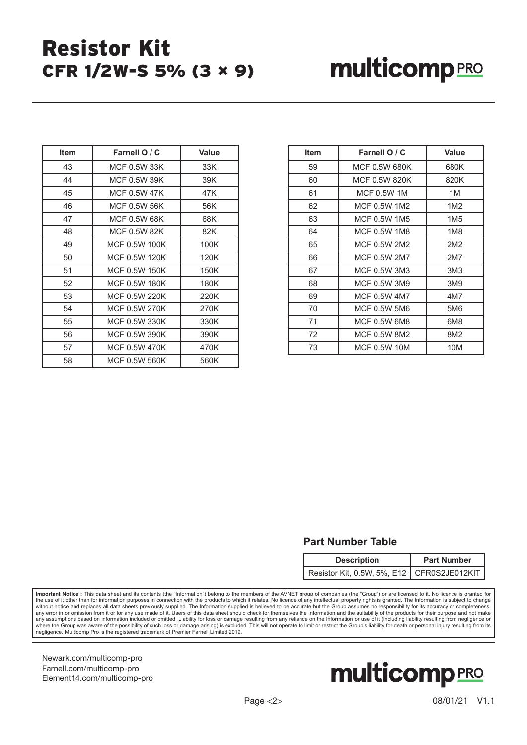# Resistor Kit
## CFR 1/2W-S 5% (3 × 9)

| Item | Farnell O / C | Value |
|---|---|---|
| 43 | MCF 0.5W 33K | 33K |
| 44 | MCF 0.5W 39K | 39K |
| 45 | MCF 0.5W 47K | 47K |
| 46 | MCF 0.5W 56K | 56K |
| 47 | MCF 0.5W 68K | 68K |
| 48 | MCF 0.5W 82K | 82K |
| 49 | MCF 0.5W 100K | 100K |
| 50 | MCF 0.5W 120K | 120K |
| 51 | MCF 0.5W 150K | 150K |
| 52 | MCF 0.5W 180K | 180K |
| 53 | MCF 0.5W 220K | 220K |
| 54 | MCF 0.5W 270K | 270K |
| 55 | MCF 0.5W 330K | 330K |
| 56 | MCF 0.5W 390K | 390K |
| 57 | MCF 0.5W 470K | 470K |
| 58 | MCF 0.5W 560K | 560K |

| Item | Farnell O / C | Value |
|---|---|---|
| 59 | MCF 0.5W 680K | 680K |
| 60 | MCF 0.5W 820K | 820K |
| 61 | MCF 0.5W 1M | 1M |
| 62 | MCF 0.5W 1M2 | 1M2 |
| 63 | MCF 0.5W 1M5 | 1M5 |
| 64 | MCF 0.5W 1M8 | 1M8 |
| 65 | MCF 0.5W 2M2 | 2M2 |
| 66 | MCF 0.5W 2M7 | 2M7 |
| 67 | MCF 0.5W 3M3 | 3M3 |
| 68 | MCF 0.5W 3M9 | 3M9 |
| 69 | MCF 0.5W 4M7 | 4M7 |
| 70 | MCF 0.5W 5M6 | 5M6 |
| 71 | MCF 0.5W 6M8 | 6M8 |
| 72 | MCF 0.5W 8M2 | 8M2 |
| 73 | MCF 0.5W 10M | 10M |

### Part Number Table

| Description | Part Number |
|---|---|
| Resistor Kit, 0.5W, 5%, E12 | CFR0S2JE012KIT |

**Important Notice :** This data sheet and its contents (the "Information") belong to the members of the AVNET group of companies (the "Group") or are licensed to it. No licence is granted for the use of it other than for information purposes in connection with the products to which it relates. No licence of any intellectual property rights is granted. The Information is subject to change without notice and replaces all data sheets previously supplied. The Information supplied is believed to be accurate but the Group assumes no responsibility for its accuracy or completeness, any error in or omission from it or for any use made of it. Users of this data sheet should check for themselves the Information and the suitability of the products for their purpose and not make any assumptions based on information included or omitted. Liability for loss or damage resulting from any reliance on the Information or use of it (including liability resulting from negligence or where the Group was aware of the possibility of such loss or damage arising) is excluded. This will not operate to limit or restrict the Group's liability for death or personal injury resulting from its negligence. Multicomp Pro is the registered trademark of Premier Farnell Limited 2019.

Newark.com/multicomp-pro
Farnell.com/multicomp-pro
Element14.com/multicomp-pro

08/01/21 V1.1